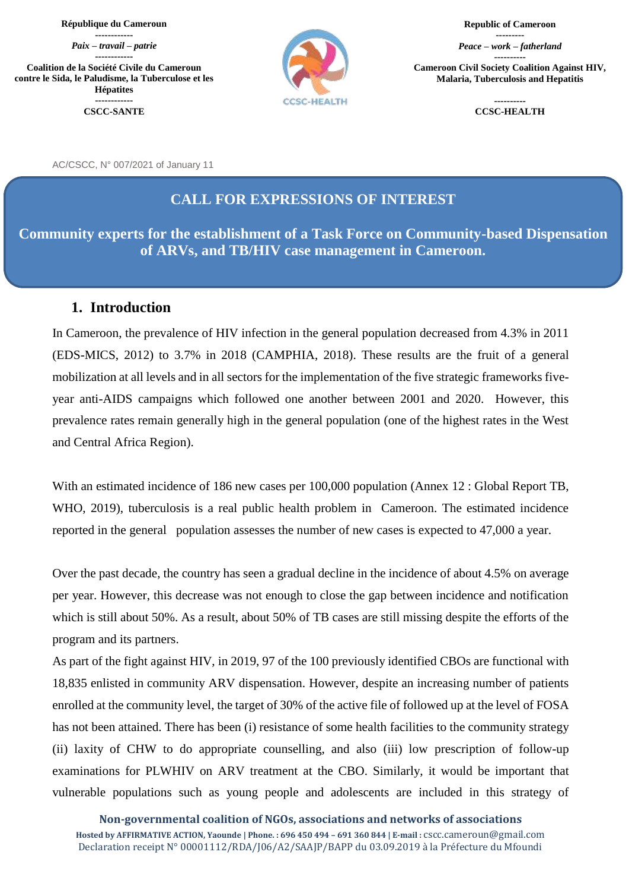**République du Cameroun**
------------
*Paix – travail – patrie*
------------
**Coalition de la Société Civile du Cameroun contre le Sida, le Paludisme, la Tuberculose et les Hépatites**
------------
**CSCC-SANTE**

**Republic of Cameroon**
---------
*Peace – work – fatherland*
----------
**Cameroon Civil Society Coalition Against HIV, Malaria, Tuberculosis and Hepatitis**
----------
**CCSC-HEALTH**

AC/CSCC, N° 007/2021 of January 11

# CALL FOR EXPRESSIONS OF INTEREST

## Community experts for the establishment of a Task Force on Community-based Dispensation of ARVs, and TB/HIV case management in Cameroon.

## 1. Introduction

In Cameroon, the prevalence of HIV infection in the general population decreased from 4.3% in 2011 (EDS-MICS, 2012) to 3.7% in 2018 (CAMPHIA, 2018). These results are the fruit of a general mobilization at all levels and in all sectors for the implementation of the five strategic frameworks five-year anti-AIDS campaigns which followed one another between 2001 and 2020. However, this prevalence rates remain generally high in the general population (one of the highest rates in the West and Central Africa Region).

With an estimated incidence of 186 new cases per 100,000 population (Annex 12 : Global Report TB, WHO, 2019), tuberculosis is a real public health problem in Cameroon. The estimated incidence reported in the general population assesses the number of new cases is expected to 47,000 a year.

Over the past decade, the country has seen a gradual decline in the incidence of about 4.5% on average per year. However, this decrease was not enough to close the gap between incidence and notification which is still about 50%. As a result, about 50% of TB cases are still missing despite the efforts of the program and its partners.

As part of the fight against HIV, in 2019, 97 of the 100 previously identified CBOs are functional with 18,835 enlisted in community ARV dispensation. However, despite an increasing number of patients enrolled at the community level, the target of 30% of the active file of followed up at the level of FOSA has not been attained. There has been (i) resistance of some health facilities to the community strategy (ii) laxity of CHW to do appropriate counselling, and also (iii) low prescription of follow-up examinations for PLWHIV on ARV treatment at the CBO. Similarly, it would be important that vulnerable populations such as young people and adolescents are included in this strategy of

**Non-governmental coalition of NGOs, associations and networks of associations**
**Hosted by AFFIRMATIVE ACTION, Yaounde | Phone. : 696 450 494 – 691 360 844 | E-mail :** cscc.cameroun@gmail.com
Declaration receipt N° 00001112/RDA/J06/A2/SAAJP/BAPP du 03.09.2019 à la Préfecture du Mfoundi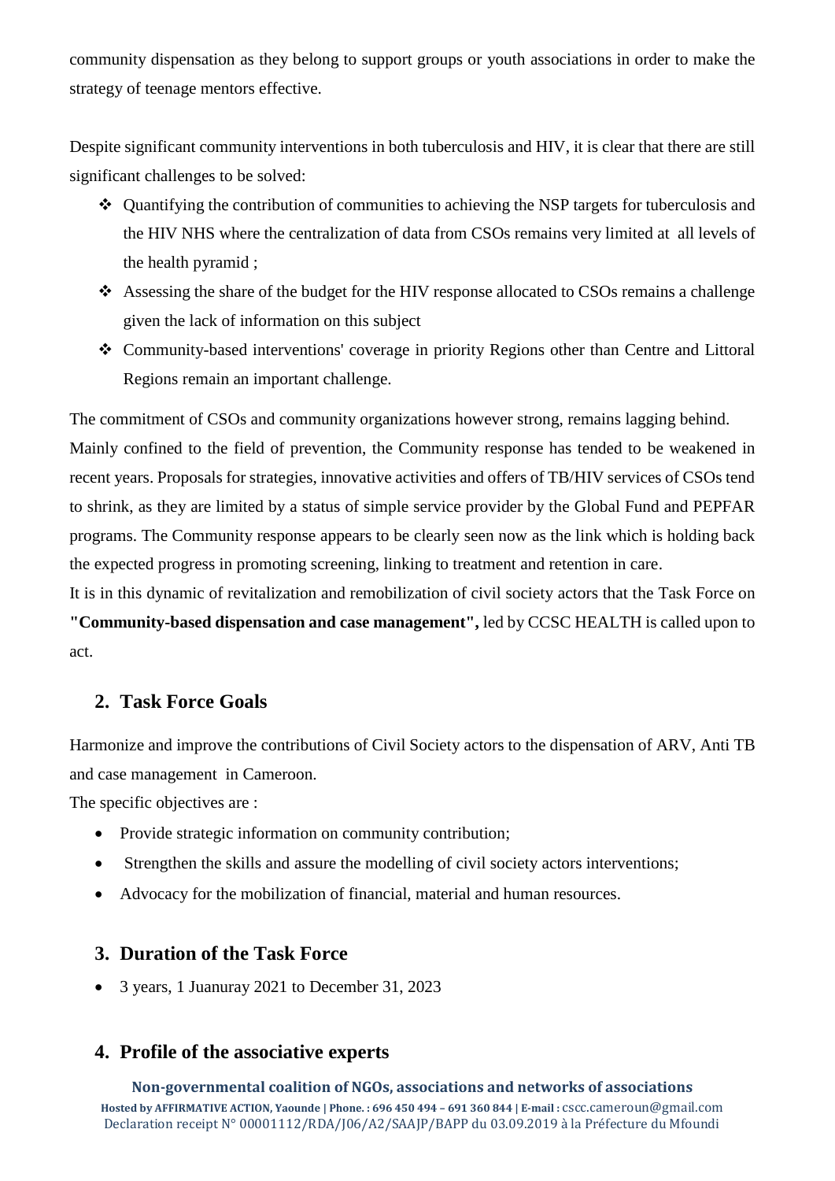community dispensation as they belong to support groups or youth associations in order to make the strategy of teenage mentors effective.

Despite significant community interventions in both tuberculosis and HIV, it is clear that there are still significant challenges to be solved:

- Quantifying the contribution of communities to achieving the NSP targets for tuberculosis and the HIV NHS where the centralization of data from CSOs remains very limited at all levels of the health pyramid ;
- Assessing the share of the budget for the HIV response allocated to CSOs remains a challenge given the lack of information on this subject
- Community-based interventions' coverage in priority Regions other than Centre and Littoral Regions remain an important challenge.

The commitment of CSOs and community organizations however strong, remains lagging behind. Mainly confined to the field of prevention, the Community response has tended to be weakened in recent years. Proposals for strategies, innovative activities and offers of TB/HIV services of CSOs tend to shrink, as they are limited by a status of simple service provider by the Global Fund and PEPFAR programs. The Community response appears to be clearly seen now as the link which is holding back the expected progress in promoting screening, linking to treatment and retention in care.
It is in this dynamic of revitalization and remobilization of civil society actors that the Task Force on **"Community-based dispensation and case management",** led by CCSC HEALTH is called upon to act.

## 2. Task Force Goals

Harmonize and improve the contributions of Civil Society actors to the dispensation of ARV, Anti TB and case management in Cameroon.
The specific objectives are :

- Provide strategic information on community contribution;
- Strengthen the skills and assure the modelling of civil society actors interventions;
- Advocacy for the mobilization of financial, material and human resources.

## 3. Duration of the Task Force

- 3 years, 1 Juanuray 2021 to December 31, 2023

## 4. Profile of the associative experts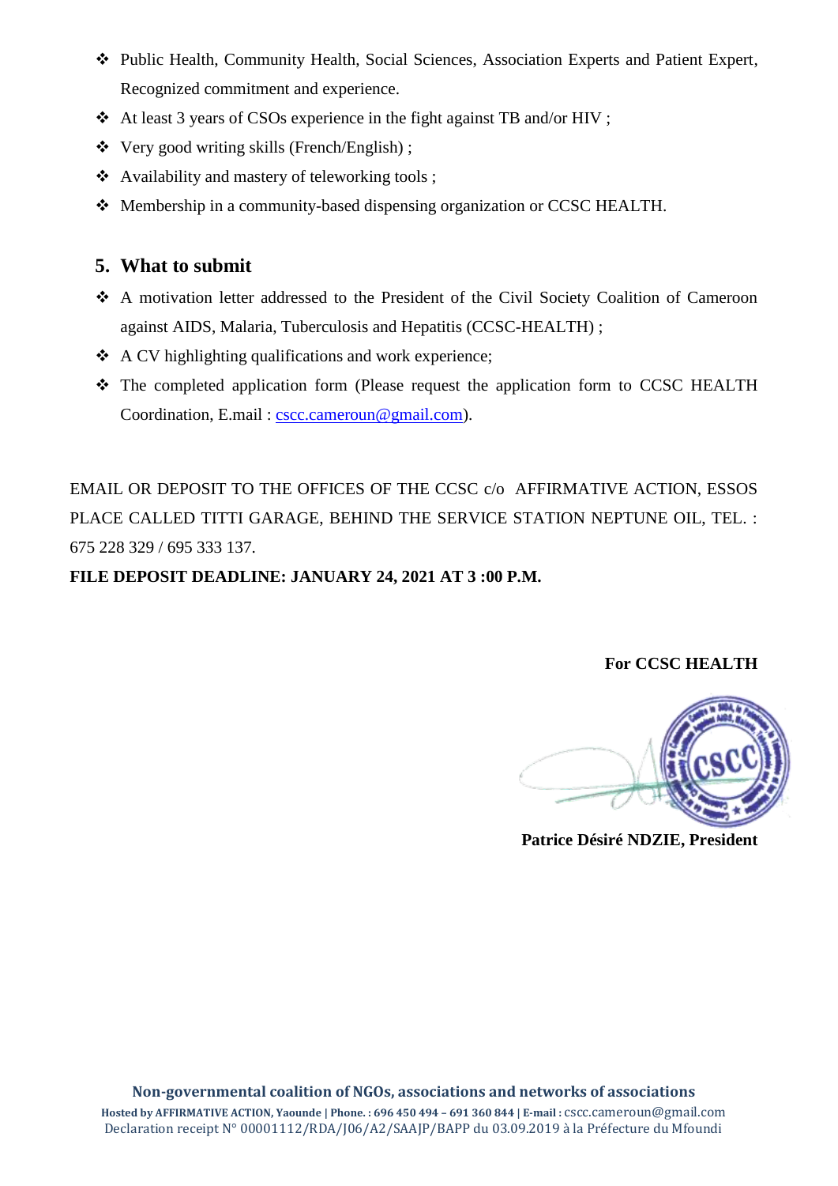- Public Health, Community Health, Social Sciences, Association Experts and Patient Expert, Recognized commitment and experience.
- At least 3 years of CSOs experience in the fight against TB and/or HIV ;
- Very good writing skills (French/English) ;
- Availability and mastery of teleworking tools ;
- Membership in a community-based dispensing organization or CCSC HEALTH.

## 5. What to submit

- A motivation letter addressed to the President of the Civil Society Coalition of Cameroon against AIDS, Malaria, Tuberculosis and Hepatitis (CCSC-HEALTH) ;
- A CV highlighting qualifications and work experience;
- The completed application form (Please request the application form to CCSC HEALTH Coordination, E.mail : cscc.cameroun@gmail.com).

EMAIL OR DEPOSIT TO THE OFFICES OF THE CCSC c/o AFFIRMATIVE ACTION, ESSOS PLACE CALLED TITTI GARAGE, BEHIND THE SERVICE STATION NEPTUNE OIL, TEL. : 675 228 329 / 695 333 137.

**FILE DEPOSIT DEADLINE: JANUARY 24, 2021 AT 3 :00 P.M.**

**For CCSC HEALTH**

**Patrice Désiré NDZIE, President**

**Non-governmental coalition of NGOs, associations and networks of associations**

**Hosted by AFFIRMATIVE ACTION, Yaounde | Phone. : 696 450 494 – 691 360 844 | E-mail :** cscc.cameroun@gmail.com

Declaration receipt N° 00001112/RDA/J06/A2/SAAJP/BAPP du 03.09.2019 à la Préfecture du Mfoundi